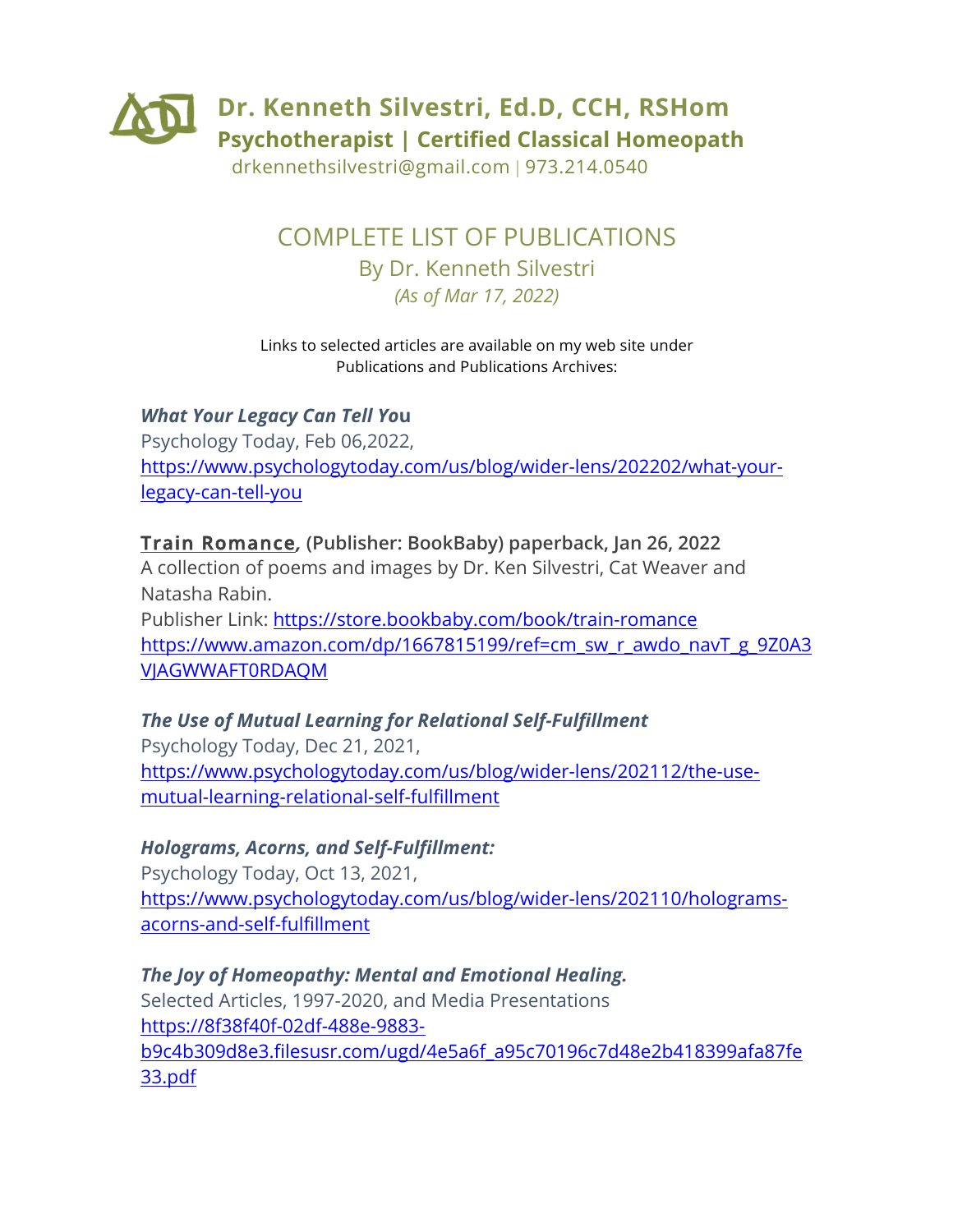# Dr. Kenneth Silvestri, Ed.D, CCH, RSHom

**Psychotherapist | Certified Classical Homeopath**

drkennethsilvestri@gmail.com | 973.214.0540

## COMPLETE LIST OF PUBLICATIONS

By Dr. Kenneth Silvestri

*(As of Mar 17, 2022)*

Links to selected articles are available on my web site under Publications and Publications Archives:

***What Your Legacy Can Tell You***
Psychology Today, Feb 06,2022,
https://www.psychologytoday.com/us/blog/wider-lens/202202/what-your-legacy-can-tell-you

**Train Romance, (Publisher: BookBaby) paperback, Jan 26, 2022**
A collection of poems and images by Dr. Ken Silvestri, Cat Weaver and Natasha Rabin.
Publisher Link: https://store.bookbaby.com/book/train-romance
https://www.amazon.com/dp/1667815199/ref=cm_sw_r_awdo_navT_g_9Z0A3VJAGWWAFT0RDAQM

***The Use of Mutual Learning for Relational Self-Fulfillment***
Psychology Today, Dec 21, 2021,
https://www.psychologytoday.com/us/blog/wider-lens/202112/the-use-mutual-learning-relational-self-fulfillment

***Holograms, Acorns, and Self-Fulfillment:***
Psychology Today, Oct 13, 2021,
https://www.psychologytoday.com/us/blog/wider-lens/202110/holograms-acorns-and-self-fulfillment

***The Joy of Homeopathy: Mental and Emotional Healing.***
Selected Articles, 1997-2020, and Media Presentations
https://8f38f40f-02df-488e-9883-b9c4b309d8e3.filesusr.com/ugd/4e5a6f_a95c70196c7d48e2b418399afa87fe33.pdf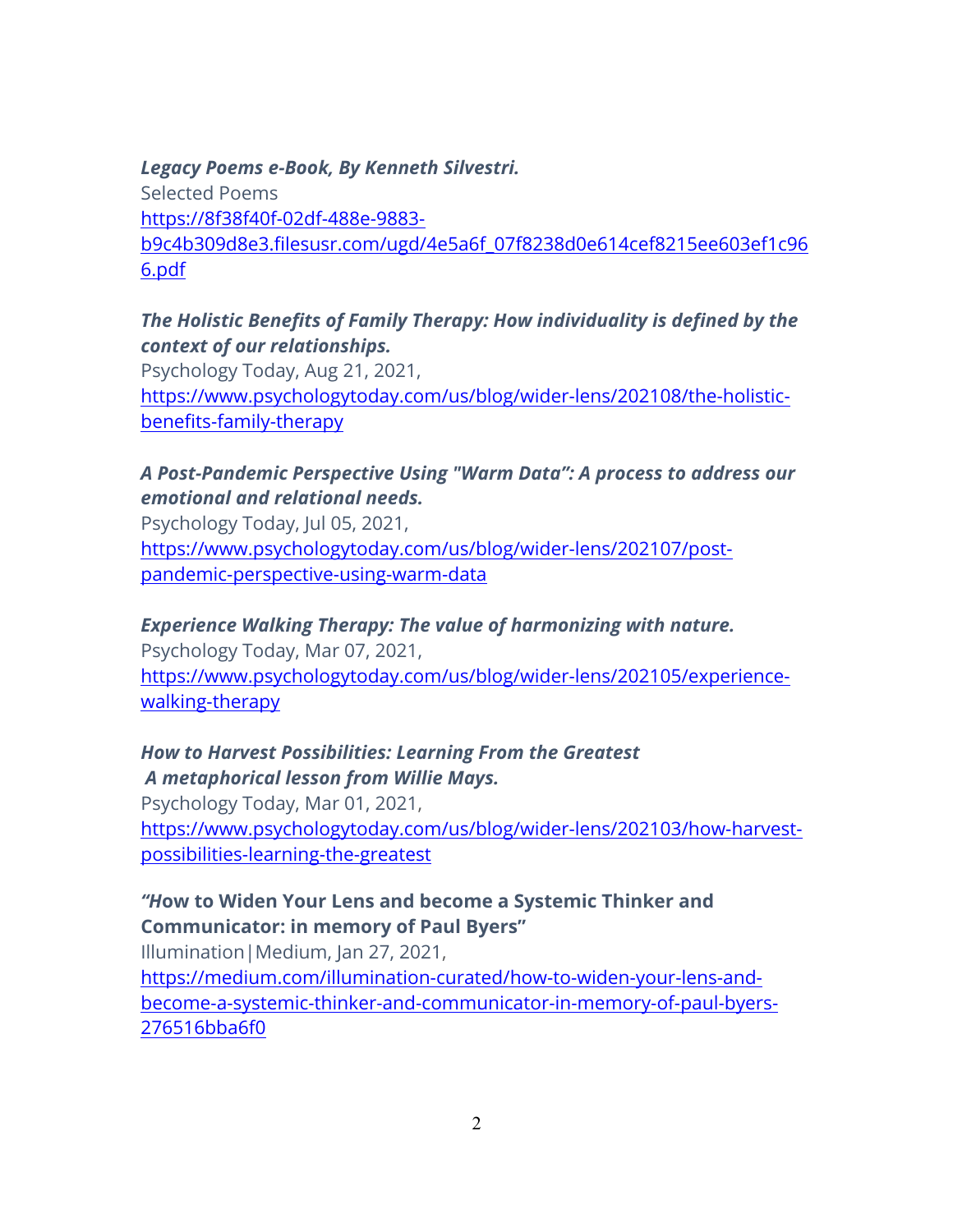***Legacy Poems e-Book, By Kenneth Silvestri.***
Selected Poems
https://8f38f40f-02df-488e-9883-b9c4b309d8e3.filesusr.com/ugd/4e5a6f_07f8238d0e614cef8215ee603ef1c966.pdf

***The Holistic Benefits of Family Therapy: How individuality is defined by the context of our relationships.***
Psychology Today, Aug 21, 2021,
https://www.psychologytoday.com/us/blog/wider-lens/202108/the-holistic-benefits-family-therapy

***A Post-Pandemic Perspective Using "Warm Data": A process to address our emotional and relational needs.***
Psychology Today, Jul 05, 2021,
https://www.psychologytoday.com/us/blog/wider-lens/202107/post-pandemic-perspective-using-warm-data

***Experience Walking Therapy: The value of harmonizing with nature.***
Psychology Today, Mar 07, 2021,
https://www.psychologytoday.com/us/blog/wider-lens/202105/experience-walking-therapy

***How to Harvest Possibilities: Learning From the Greatest***
***A metaphorical lesson from Willie Mays.***
Psychology Today, Mar 01, 2021,
https://www.psychologytoday.com/us/blog/wider-lens/202103/how-harvest-possibilities-learning-the-greatest

**"*H*ow to Widen Your Lens and become a Systemic Thinker and Communicator: in memory of Paul Byers"**
Illumination|Medium, Jan 27, 2021,
https://medium.com/illumination-curated/how-to-widen-your-lens-and-become-a-systemic-thinker-and-communicator-in-memory-of-paul-byers-276516bba6f0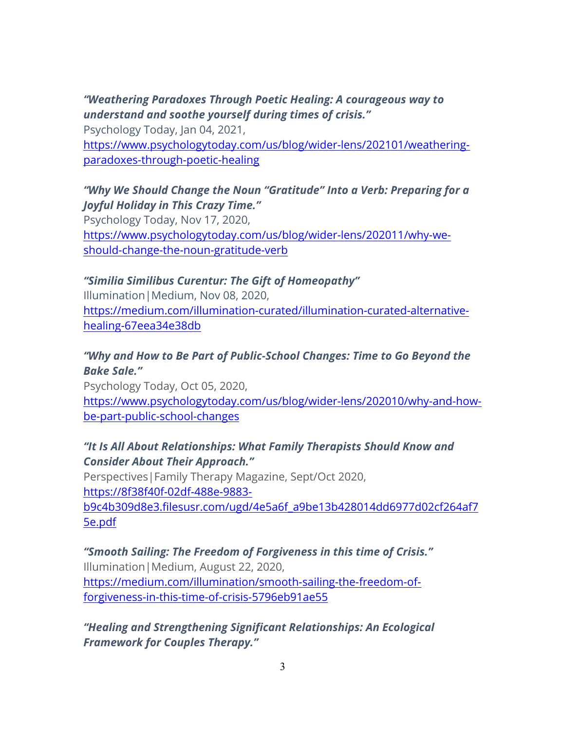***"Weathering Paradoxes Through Poetic Healing: A courageous way to understand and soothe yourself during times of crisis."***
Psychology Today, Jan 04, 2021,
https://www.psychologytoday.com/us/blog/wider-lens/202101/weathering-paradoxes-through-poetic-healing

***"Why We Should Change the Noun "Gratitude" Into a Verb: Preparing for a Joyful Holiday in This Crazy Time."***
Psychology Today, Nov 17, 2020,
https://www.psychologytoday.com/us/blog/wider-lens/202011/why-we-should-change-the-noun-gratitude-verb

***"Similia Similibus Curentur: The Gift of Homeopathy"***
Illumination|Medium, Nov 08, 2020,
https://medium.com/illumination-curated/illumination-curated-alternative-healing-67eea34e38db

***"Why and How to Be Part of Public-School Changes: Time to Go Beyond the Bake Sale."***
Psychology Today, Oct 05, 2020,
https://www.psychologytoday.com/us/blog/wider-lens/202010/why-and-how-be-part-public-school-changes

***"It Is All About Relationships: What Family Therapists Should Know and Consider About Their Approach."***
Perspectives|Family Therapy Magazine, Sept/Oct 2020,
https://8f38f40f-02df-488e-9883-b9c4b309d8e3.filesusr.com/ugd/4e5a6f_a9be13b428014dd6977d02cf264af75e.pdf

***"Smooth Sailing: The Freedom of Forgiveness in this time of Crisis."***
Illumination|Medium, August 22, 2020,
https://medium.com/illumination/smooth-sailing-the-freedom-of-forgiveness-in-this-time-of-crisis-5796eb91ae55

***"Healing and Strengthening Significant Relationships: An Ecological Framework for Couples Therapy."***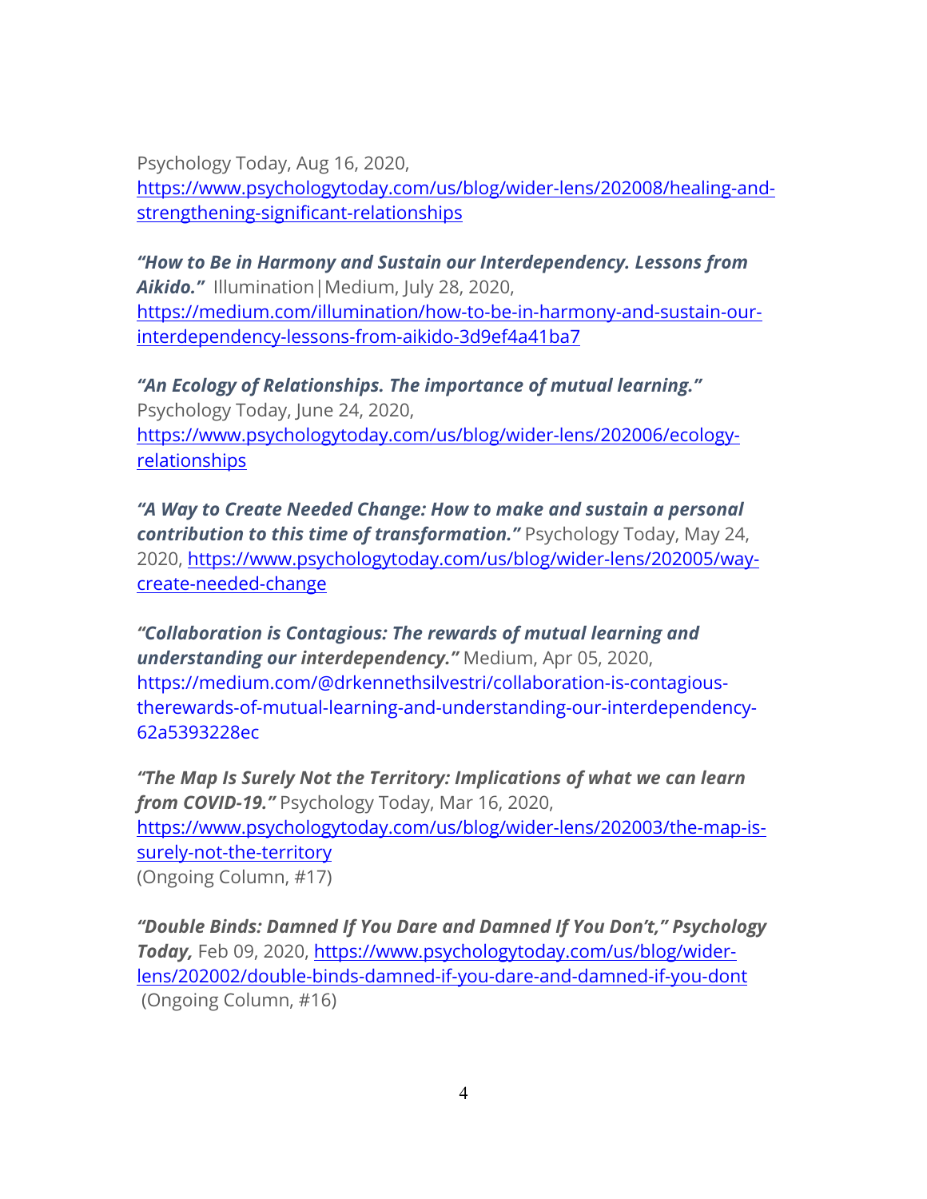Psychology Today, Aug 16, 2020, https://www.psychologytoday.com/us/blog/wider-lens/202008/healing-and-strengthening-significant-relationships

***"How to Be in Harmony and Sustain our Interdependency. Lessons from Aikido."*** Illumination|Medium, July 28, 2020, https://medium.com/illumination/how-to-be-in-harmony-and-sustain-our-interdependency-lessons-from-aikido-3d9ef4a41ba7

***"An Ecology of Relationships. The importance of mutual learning."*** Psychology Today, June 24, 2020, https://www.psychologytoday.com/us/blog/wider-lens/202006/ecology-relationships

***"A Way to Create Needed Change: How to make and sustain a personal contribution to this time of transformation."*** Psychology Today, May 24, 2020, https://www.psychologytoday.com/us/blog/wider-lens/202005/way-create-needed-change

***"Collaboration is Contagious: The rewards of mutual learning and understanding our interdependency."*** Medium, Apr 05, 2020, https://medium.com/@drkennethsilvestri/collaboration-is-contagious-therewards-of-mutual-learning-and-understanding-our-interdependency-62a5393228ec

***"The Map Is Surely Not the Territory: Implications of what we can learn from COVID-19."*** Psychology Today, Mar 16, 2020, https://www.psychologytoday.com/us/blog/wider-lens/202003/the-map-is-surely-not-the-territory
(Ongoing Column, #17)

***"Double Binds: Damned If You Dare and Damned If You Don't," Psychology Today,*** Feb 09, 2020, https://www.psychologytoday.com/us/blog/wider-lens/202002/double-binds-damned-if-you-dare-and-damned-if-you-dont
(Ongoing Column, #16)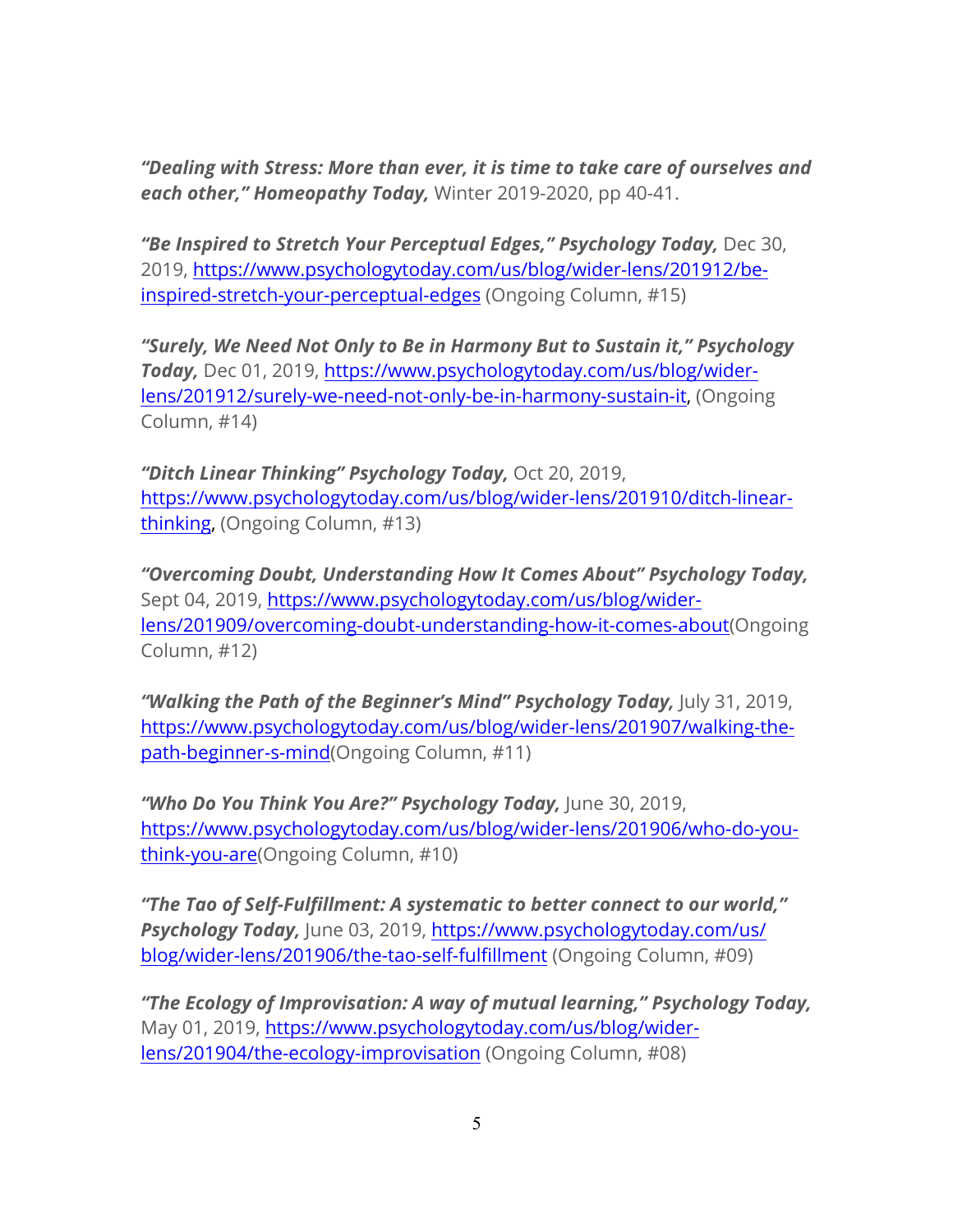***"Dealing with Stress: More than ever, it is time to take care of ourselves and each other," Homeopathy Today,*** Winter 2019-2020, pp 40-41.

***"Be Inspired to Stretch Your Perceptual Edges," Psychology Today,*** Dec 30, 2019, [https://www.psychologytoday.com/us/blog/wider-lens/201912/be-inspired-stretch-your-perceptual-edges](https://www.psychologytoday.com/us/blog/wider-lens/201912/be-inspired-stretch-your-perceptual-edges) (Ongoing Column, #15)

***"Surely, We Need Not Only to Be in Harmony But to Sustain it," Psychology Today,*** Dec 01, 2019, [https://www.psychologytoday.com/us/blog/wider-lens/201912/surely-we-need-not-only-be-in-harmony-sustain-it](https://www.psychologytoday.com/us/blog/wider-lens/201912/surely-we-need-not-only-be-in-harmony-sustain-it), (Ongoing Column, #14)

***"Ditch Linear Thinking" Psychology Today,*** Oct 20, 2019, [https://www.psychologytoday.com/us/blog/wider-lens/201910/ditch-linear-thinking](https://www.psychologytoday.com/us/blog/wider-lens/201910/ditch-linear-thinking), (Ongoing Column, #13)

***"Overcoming Doubt, Understanding How It Comes About" Psychology Today,*** Sept 04, 2019, [https://www.psychologytoday.com/us/blog/wider-lens/201909/overcoming-doubt-understanding-how-it-comes-about](https://www.psychologytoday.com/us/blog/wider-lens/201909/overcoming-doubt-understanding-how-it-comes-about)(Ongoing Column, #12)

***"Walking the Path of the Beginner's Mind" Psychology Today,*** July 31, 2019, [https://www.psychologytoday.com/us/blog/wider-lens/201907/walking-the-path-beginner-s-mind](https://www.psychologytoday.com/us/blog/wider-lens/201907/walking-the-path-beginner-s-mind)(Ongoing Column, #11)

***"Who Do You Think You Are?" Psychology Today,*** June 30, 2019, [https://www.psychologytoday.com/us/blog/wider-lens/201906/who-do-you-think-you-are](https://www.psychologytoday.com/us/blog/wider-lens/201906/who-do-you-think-you-are)(Ongoing Column, #10)

***"The Tao of Self-Fulfillment: A systematic to better connect to our world," Psychology Today,*** June 03, 2019, [https://www.psychologytoday.com/us/blog/wider-lens/201906/the-tao-self-fulfillment](https://www.psychologytoday.com/us/blog/wider-lens/201906/the-tao-self-fulfillment) (Ongoing Column, #09)

***"The Ecology of Improvisation: A way of mutual learning," Psychology Today,*** May 01, 2019, [https://www.psychologytoday.com/us/blog/wider-lens/201904/the-ecology-improvisation](https://www.psychologytoday.com/us/blog/wider-lens/201904/the-ecology-improvisation) (Ongoing Column, #08)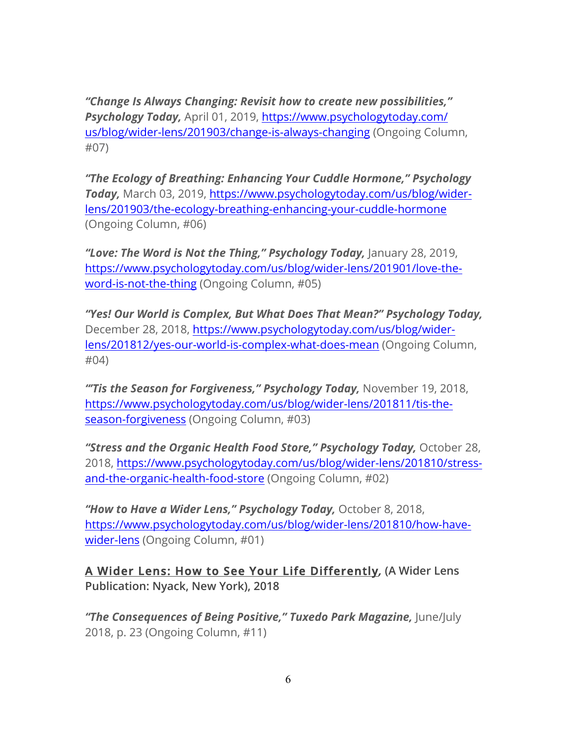***"Change Is Always Changing: Revisit how to create new possibilities," Psychology Today,*** April 01, 2019, https://www.psychologytoday.com/us/blog/wider-lens/201903/change-is-always-changing (Ongoing Column, #07)

***"The Ecology of Breathing: Enhancing Your Cuddle Hormone," Psychology Today,*** March 03, 2019, https://www.psychologytoday.com/us/blog/wider-lens/201903/the-ecology-breathing-enhancing-your-cuddle-hormone (Ongoing Column, #06)

***"Love: The Word is Not the Thing," Psychology Today,*** January 28, 2019, https://www.psychologytoday.com/us/blog/wider-lens/201901/love-the-word-is-not-the-thing (Ongoing Column, #05)

***"Yes! Our World is Complex, But What Does That Mean?" Psychology Today,*** December 28, 2018, https://www.psychologytoday.com/us/blog/wider-lens/201812/yes-our-world-is-complex-what-does-mean (Ongoing Column, #04)

***"'Tis the Season for Forgiveness," Psychology Today,*** November 19, 2018, https://www.psychologytoday.com/us/blog/wider-lens/201811/tis-the-season-forgiveness (Ongoing Column, #03)

***"Stress and the Organic Health Food Store," Psychology Today,*** October 28, 2018, https://www.psychologytoday.com/us/blog/wider-lens/201810/stress-and-the-organic-health-food-store (Ongoing Column, #02)

***"How to Have a Wider Lens," Psychology Today,*** October 8, 2018, https://www.psychologytoday.com/us/blog/wider-lens/201810/how-have-wider-lens (Ongoing Column, #01)

**<u>A Wider Lens: How to See Your Life Differently</u>, (A Wider Lens Publication: Nyack, New York), 2018**

***"The Consequences of Being Positive," Tuxedo Park Magazine,*** June/July 2018, p. 23 (Ongoing Column, #11)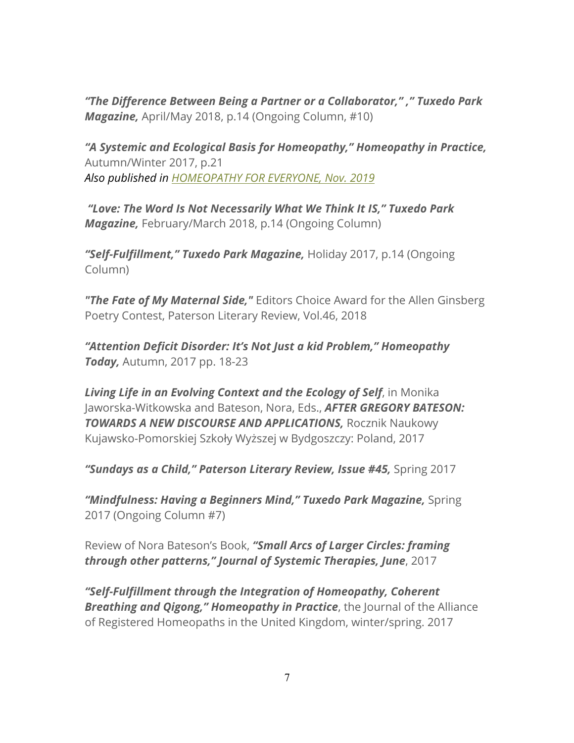***"The Difference Between Being a Partner or a Collaborator," ," Tuxedo Park Magazine,*** April/May 2018, p.14 (Ongoing Column, #10)

***"A Systemic and Ecological Basis for Homeopathy," Homeopathy in Practice,*** Autumn/Winter 2017, p.21
*Also published in [HOMEOPATHY FOR EVERYONE, Nov. 2019]()*

***"Love: The Word Is Not Necessarily What We Think It IS," Tuxedo Park Magazine,*** February/March 2018, p.14 (Ongoing Column)

***"Self-Fulfillment," Tuxedo Park Magazine,*** Holiday 2017, p.14 (Ongoing Column)

***"The Fate of My Maternal Side,"*** Editors Choice Award for the Allen Ginsberg Poetry Contest, Paterson Literary Review, Vol.46, 2018

***"Attention Deficit Disorder: It's Not Just a kid Problem," Homeopathy Today,*** Autumn, 2017 pp. 18-23

***Living Life in an Evolving Context and the Ecology of Self***, in Monika Jaworska-Witkowska and Bateson, Nora, Eds., ***AFTER GREGORY BATESON: TOWARDS A NEW DISCOURSE AND APPLICATIONS,*** Rocznik Naukowy Kujawsko-Pomorskiej Szkoły Wyższej w Bydgoszczy: Poland, 2017

***"Sundays as a Child," Paterson Literary Review, Issue #45,*** Spring 2017

***"Mindfulness: Having a Beginners Mind," Tuxedo Park Magazine,*** Spring 2017 (Ongoing Column #7)

Review of Nora Bateson's Book, ***"Small Arcs of Larger Circles: framing through other patterns," Journal of Systemic Therapies, June***, 2017

***"Self-Fulfillment through the Integration of Homeopathy, Coherent Breathing and Qigong," Homeopathy in Practice***, the Journal of the Alliance of Registered Homeopaths in the United Kingdom, winter/spring. 2017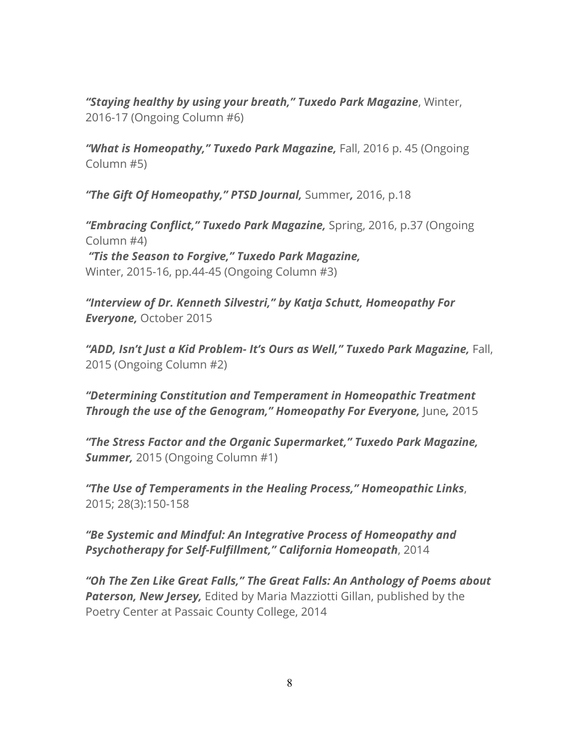***"Staying healthy by using your breath," Tuxedo Park Magazine***, Winter, 2016-17 (Ongoing Column #6)

***"What is Homeopathy," Tuxedo Park Magazine,*** Fall, 2016 p. 45 (Ongoing Column #5)

***"The Gift Of Homeopathy," PTSD Journal,*** Summer***,*** 2016, p.18

***"Embracing Conflict," Tuxedo Park Magazine,*** Spring, 2016, p.37 (Ongoing Column #4)
***"Tis the Season to Forgive," Tuxedo Park Magazine,***
Winter, 2015-16, pp.44-45 (Ongoing Column #3)

***"Interview of Dr. Kenneth Silvestri," by Katja Schutt, Homeopathy For Everyone,*** October 2015

***"ADD, Isn't Just a Kid Problem- It's Ours as Well," Tuxedo Park Magazine,*** Fall, 2015 (Ongoing Column #2)

***"Determining Constitution and Temperament in Homeopathic Treatment Through the use of the Genogram," Homeopathy For Everyone,*** June***,*** 2015

***"The Stress Factor and the Organic Supermarket," Tuxedo Park Magazine, Summer,*** 2015 (Ongoing Column #1)

***"The Use of Temperaments in the Healing Process," Homeopathic Links***, 2015; 28(3):150-158

***"Be Systemic and Mindful: An Integrative Process of Homeopathy and Psychotherapy for Self-Fulfillment," California Homeopath***, 2014

***"Oh The Zen Like Great Falls," The Great Falls: An Anthology of Poems about Paterson, New Jersey,*** Edited by Maria Mazziotti Gillan, published by the Poetry Center at Passaic County College, 2014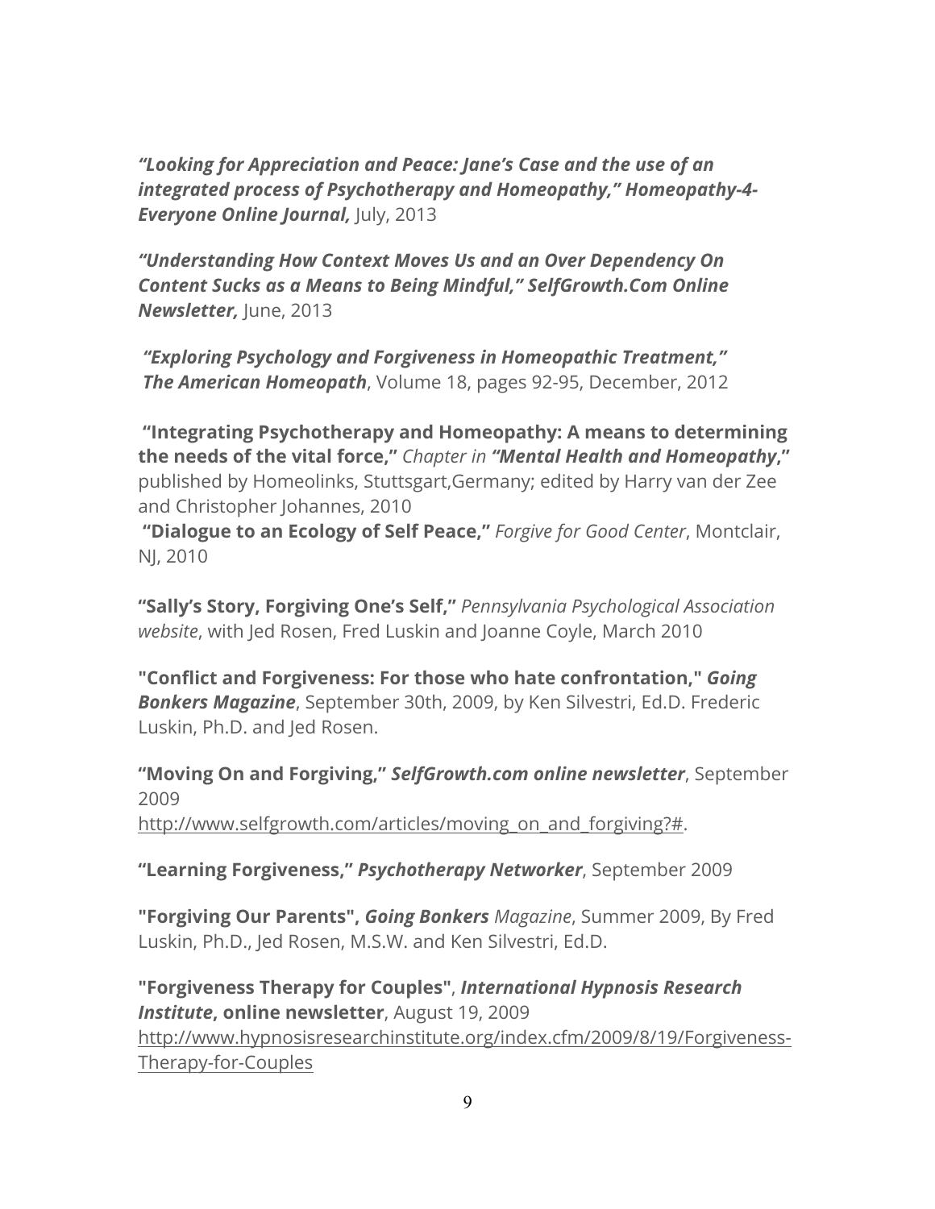***"Looking for Appreciation and Peace: Jane's Case and the use of an integrated process of Psychotherapy and Homeopathy," Homeopathy-4-Everyone Online Journal,*** July, 2013

***"Understanding How Context Moves Us and an Over Dependency On Content Sucks as a Means to Being Mindful," SelfGrowth.Com Online Newsletter,*** June, 2013

***"Exploring Psychology and Forgiveness in Homeopathic Treatment,"***
***The American Homeopath***, Volume 18, pages 92-95, December, 2012

**"Integrating Psychotherapy and Homeopathy: A means to determining the needs of the vital force,"** *Chapter in* ***"Mental Health and Homeopathy*,"** published by Homeolinks, Stuttsgart,Germany; edited by Harry van der Zee and Christopher Johannes, 2010

**"Dialogue to an Ecology of Self Peace,"** *Forgive for Good Center*, Montclair, NJ, 2010

**"Sally's Story, Forgiving One's Self,"** *Pennsylvania Psychological Association website*, with Jed Rosen, Fred Luskin and Joanne Coyle, March 2010

**"Conflict and Forgiveness: For those who hate confrontation,"** ***Going Bonkers Magazine***, September 30th, 2009, by Ken Silvestri, Ed.D. Frederic Luskin, Ph.D. and Jed Rosen.

**"Moving On and Forgiving,"** ***SelfGrowth.com online newsletter***, September 2009
http://www.selfgrowth.com/articles/moving_on_and_forgiving?#.

**"Learning Forgiveness,"** ***Psychotherapy Networker***, September 2009

**"Forgiving Our Parents",** ***Going Bonkers*** *Magazine*, Summer 2009, By Fred Luskin, Ph.D., Jed Rosen, M.S.W. and Ken Silvestri, Ed.D.

**"Forgiveness Therapy for Couples"**, ***International Hypnosis Research Institute*, online newsletter**, August 19, 2009
http://www.hypnosisresearchinstitute.org/index.cfm/2009/8/19/Forgiveness-Therapy-for-Couples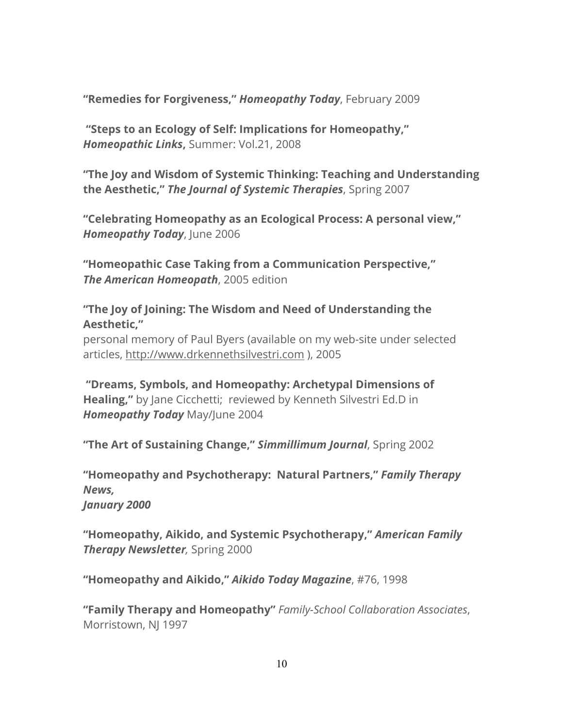**"Remedies for Forgiveness,"** ***Homeopathy Today***, February 2009

**"Steps to an Ecology of Self: Implications for Homeopathy,"** ***Homeopathic Links*****,** Summer: Vol.21, 2008

**"The Joy and Wisdom of Systemic Thinking: Teaching and Understanding the Aesthetic,"** ***The Journal of Systemic Therapies***, Spring 2007

**"Celebrating Homeopathy as an Ecological Process: A personal view,"** ***Homeopathy Today***, June 2006

**"Homeopathic Case Taking from a Communication Perspective,"** ***The American Homeopath***, 2005 edition

**"The Joy of Joining: The Wisdom and Need of Understanding the Aesthetic,"**
personal memory of Paul Byers (available on my web-site under selected articles, http://www.drkennethsilvestri.com ), 2005

**"Dreams, Symbols, and Homeopathy: Archetypal Dimensions of Healing,"** by Jane Cicchetti; reviewed by Kenneth Silvestri Ed.D in ***Homeopathy Today*** May/June 2004

**"The Art of Sustaining Change,"** ***Simmillimum Journal***, Spring 2002

**"Homeopathy and Psychotherapy: Natural Partners,"** ***Family Therapy News, January 2000***

**"Homeopathy, Aikido, and Systemic Psychotherapy,"** ***American Family Therapy Newsletter****,* Spring 2000

**"Homeopathy and Aikido,"** ***Aikido Today Magazine***, #76, 1998

**"Family Therapy and Homeopathy"** *Family-School Collaboration Associates*, Morristown, NJ 1997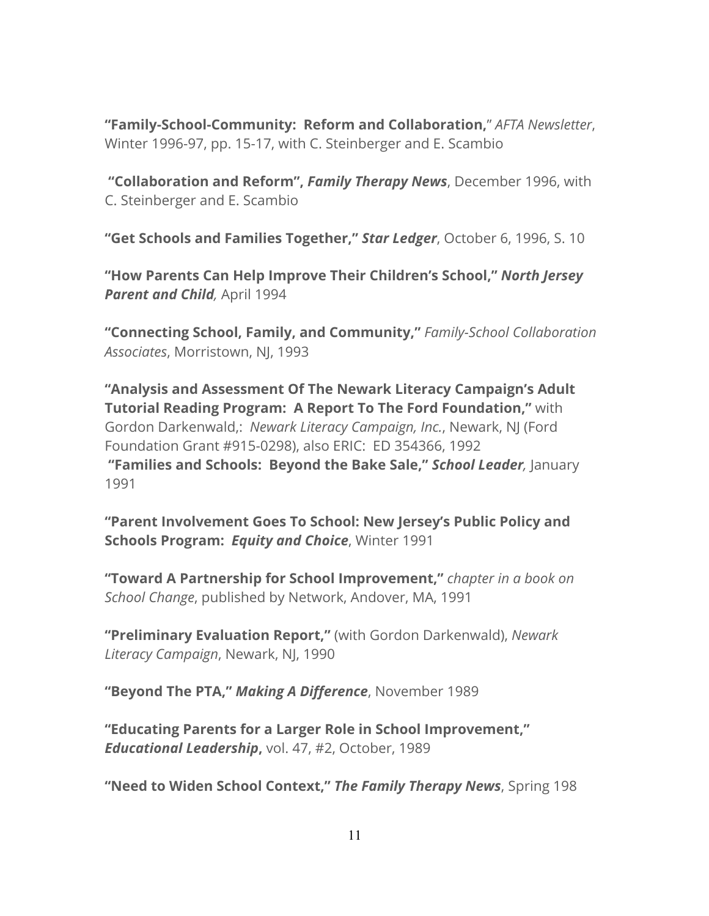**"Family-School-Community: Reform and Collaboration,"** *AFTA Newsletter*, Winter 1996-97, pp. 15-17, with C. Steinberger and E. Scambio

**"Collaboration and Reform", *Family Therapy News***, December 1996, with C. Steinberger and E. Scambio

**"Get Schools and Families Together," *Star Ledger***, October 6, 1996, S. 10

**"How Parents Can Help Improve Their Children's School," *North Jersey Parent and Child*,** April 1994

**"Connecting School, Family, and Community,"** *Family-School Collaboration Associates*, Morristown, NJ, 1993

**"Analysis and Assessment Of The Newark Literacy Campaign's Adult Tutorial Reading Program: A Report To The Ford Foundation,"** with Gordon Darkenwald,: *Newark Literacy Campaign, Inc.*, Newark, NJ (Ford Foundation Grant #915-0298), also ERIC: ED 354366, 1992
**"Families and Schools: Beyond the Bake Sale," *School Leader*,** January 1991

**"Parent Involvement Goes To School: New Jersey's Public Policy and Schools Program: *Equity and Choice***, Winter 1991

**"Toward A Partnership for School Improvement,"** *chapter in a book on School Change*, published by Network, Andover, MA, 1991

**"Preliminary Evaluation Report,"** (with Gordon Darkenwald), *Newark Literacy Campaign*, Newark, NJ, 1990

**"Beyond The PTA," *Making A Difference***, November 1989

**"Educating Parents for a Larger Role in School Improvement," *Educational Leadership*,** vol. 47, #2, October, 1989

**"Need to Widen School Context," *The Family Therapy News***, Spring 198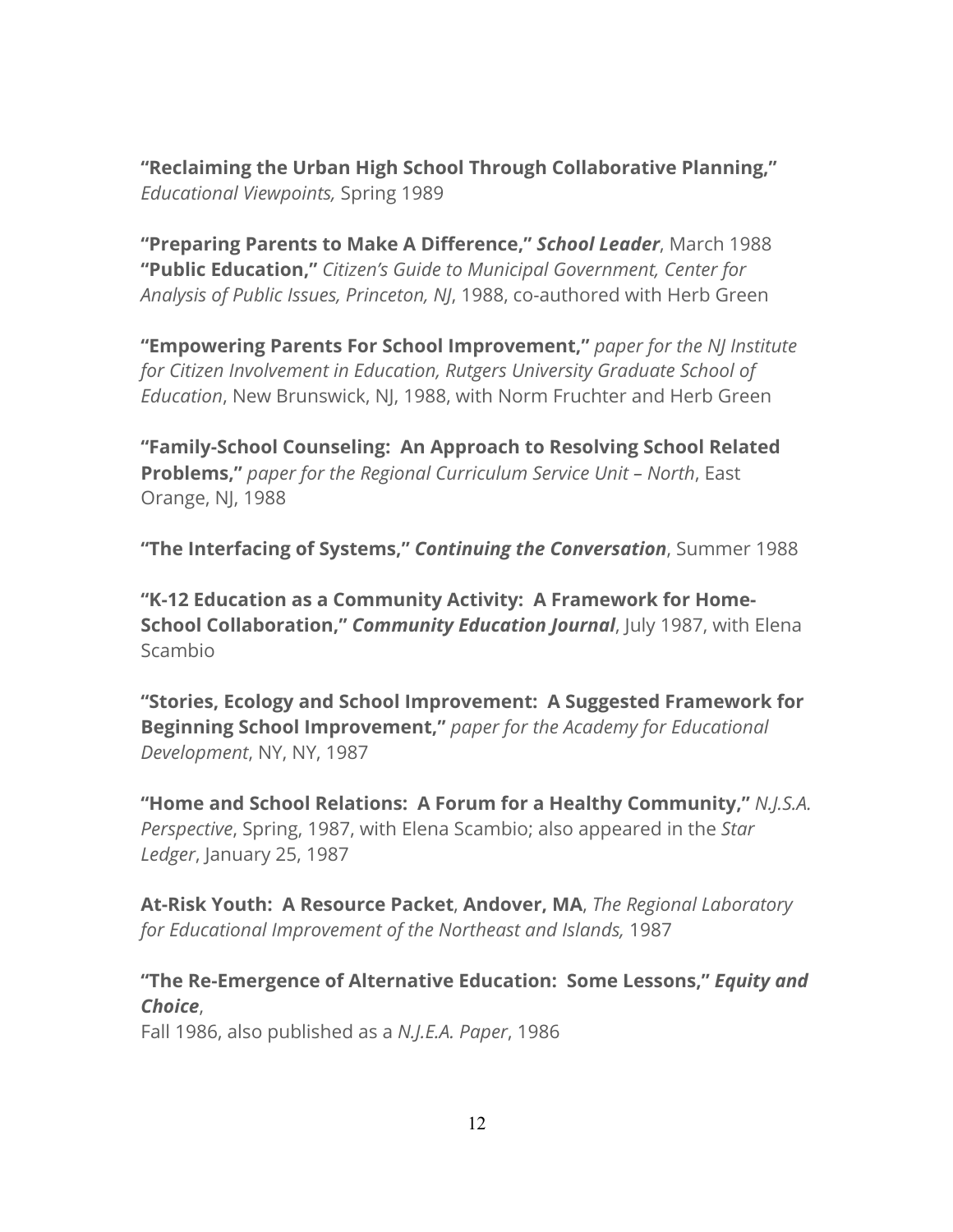**"Reclaiming the Urban High School Through Collaborative Planning,"** *Educational Viewpoints,* Spring 1989

**"Preparing Parents to Make A Difference,"** ***School Leader***, March 1988
**"Public Education,"** *Citizen's Guide to Municipal Government, Center for Analysis of Public Issues, Princeton, NJ*, 1988, co-authored with Herb Green

**"Empowering Parents For School Improvement,"** *paper for the NJ Institute for Citizen Involvement in Education, Rutgers University Graduate School of Education*, New Brunswick, NJ, 1988, with Norm Fruchter and Herb Green

**"Family-School Counseling: An Approach to Resolving School Related Problems,"** *paper for the Regional Curriculum Service Unit – North*, East Orange, NJ, 1988

**"The Interfacing of Systems,"** ***Continuing the Conversation***, Summer 1988

**"K-12 Education as a Community Activity: A Framework for Home-School Collaboration,"** ***Community Education Journal***, July 1987, with Elena Scambio

**"Stories, Ecology and School Improvement: A Suggested Framework for Beginning School Improvement,"** *paper for the Academy for Educational Development*, NY, NY, 1987

**"Home and School Relations: A Forum for a Healthy Community,"** *N.J.S.A. Perspective*, Spring, 1987, with Elena Scambio; also appeared in the *Star Ledger*, January 25, 1987

**At-Risk Youth: A Resource Packet**, **Andover, MA**, *The Regional Laboratory for Educational Improvement of the Northeast and Islands,* 1987

**"The Re-Emergence of Alternative Education: Some Lessons,"** ***Equity and Choice***,
Fall 1986, also published as a *N.J.E.A. Paper*, 1986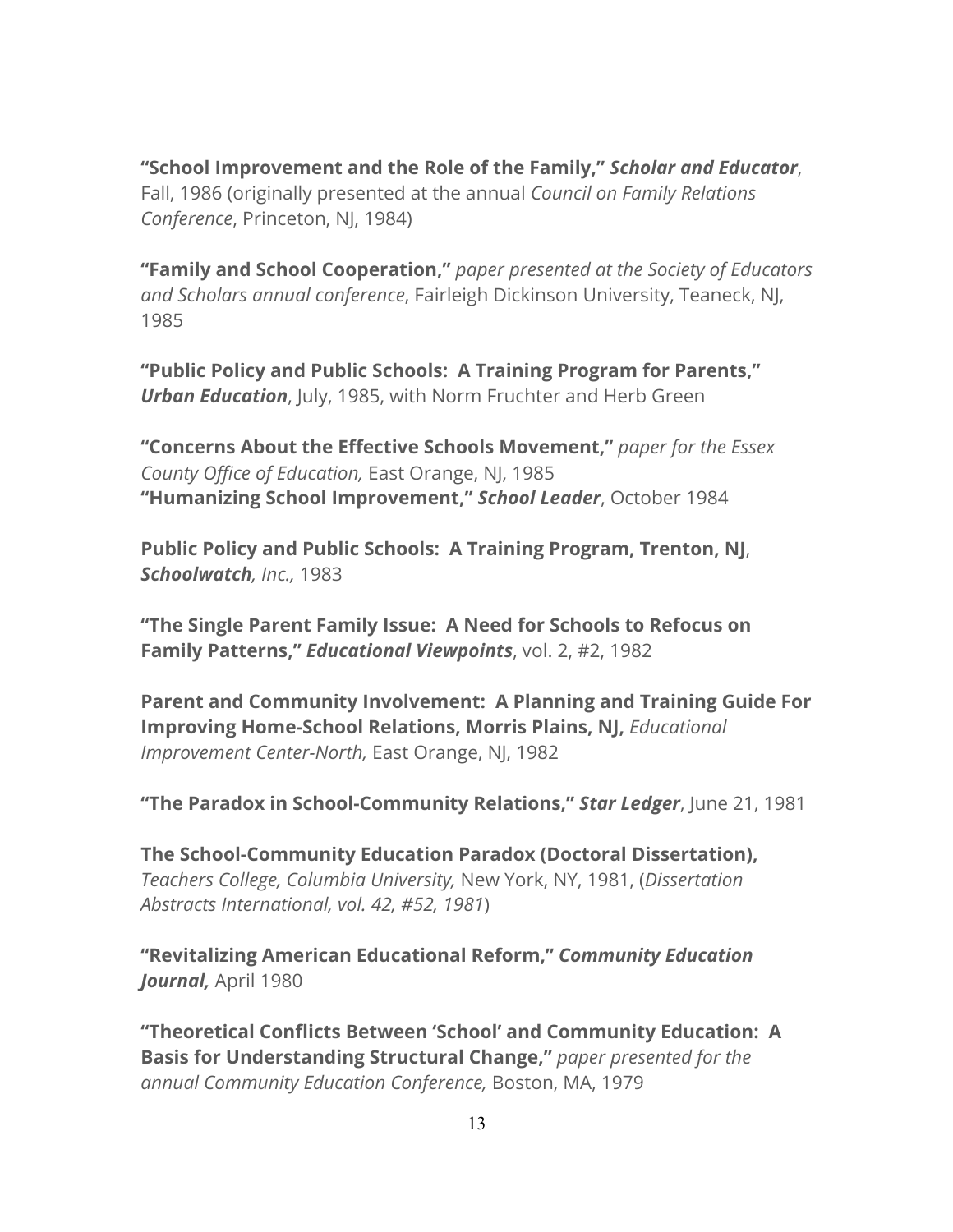**"School Improvement and the Role of the Family,"** ***Scholar and Educator***, Fall, 1986 (originally presented at the annual *Council on Family Relations Conference*, Princeton, NJ, 1984)

**"Family and School Cooperation,"** *paper presented at the Society of Educators and Scholars annual conference*, Fairleigh Dickinson University, Teaneck, NJ, 1985

**"Public Policy and Public Schools: A Training Program for Parents,"** ***Urban Education***, July, 1985, with Norm Fruchter and Herb Green

**"Concerns About the Effective Schools Movement,"** *paper for the Essex County Office of Education,* East Orange, NJ, 1985
**"Humanizing School Improvement,"** ***School Leader***, October 1984

**Public Policy and Public Schools: A Training Program, Trenton, NJ**, ***Schoolwatch****, Inc.,* 1983

**"The Single Parent Family Issue: A Need for Schools to Refocus on Family Patterns,"** ***Educational Viewpoints***, vol. 2, #2, 1982

**Parent and Community Involvement: A Planning and Training Guide For Improving Home-School Relations, Morris Plains, NJ,** *Educational Improvement Center-North,* East Orange, NJ, 1982

**"The Paradox in School-Community Relations,"** ***Star Ledger***, June 21, 1981

**The School-Community Education Paradox (Doctoral Dissertation),** *Teachers College, Columbia University,* New York, NY, 1981, (*Dissertation Abstracts International, vol. 42, #52, 1981*)

**"Revitalizing American Educational Reform,"** ***Community Education Journal,*** April 1980

**"Theoretical Conflicts Between 'School' and Community Education: A Basis for Understanding Structural Change,"** *paper presented for the annual Community Education Conference,* Boston, MA, 1979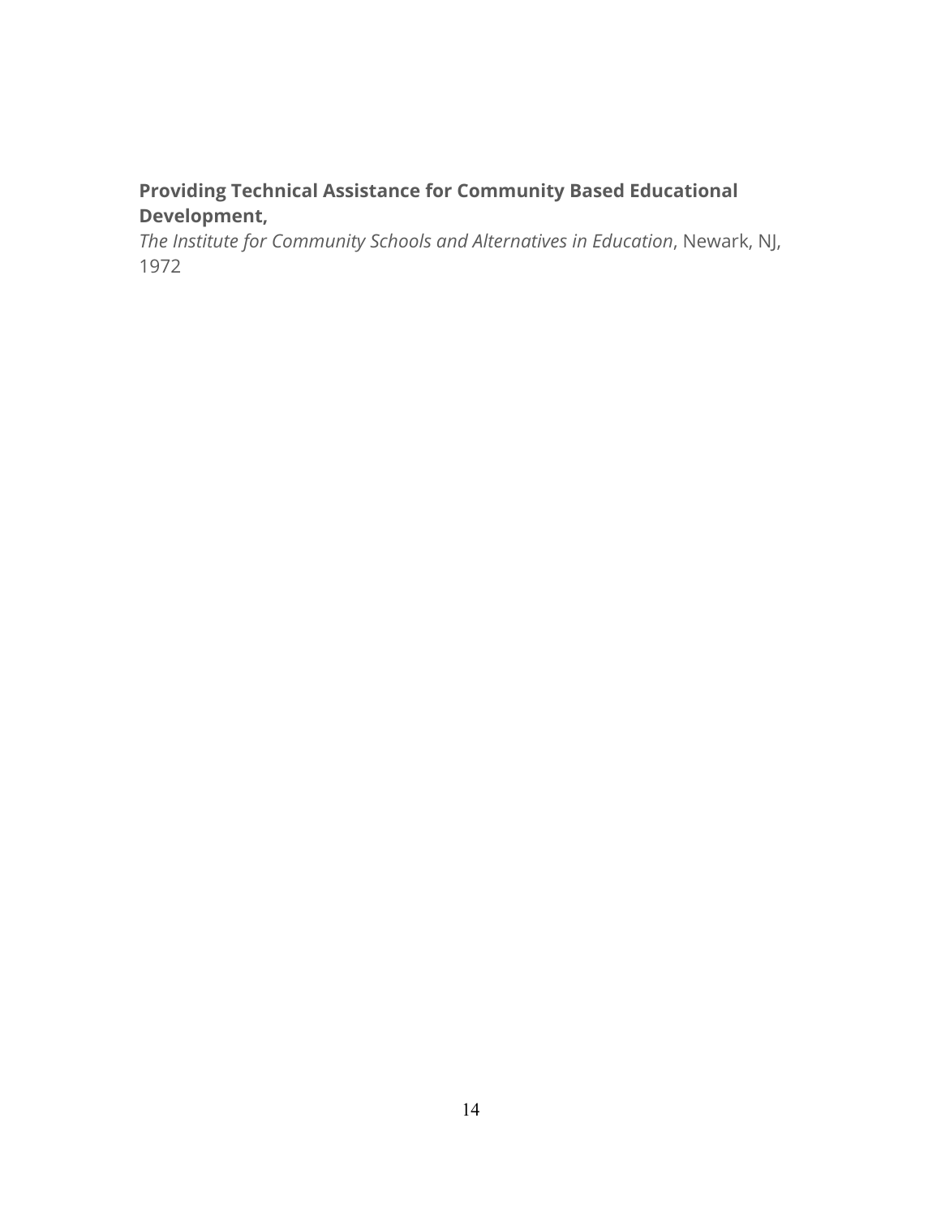**Providing Technical Assistance for Community Based Educational Development,**
*The Institute for Community Schools and Alternatives in Education*, Newark, NJ, 1972